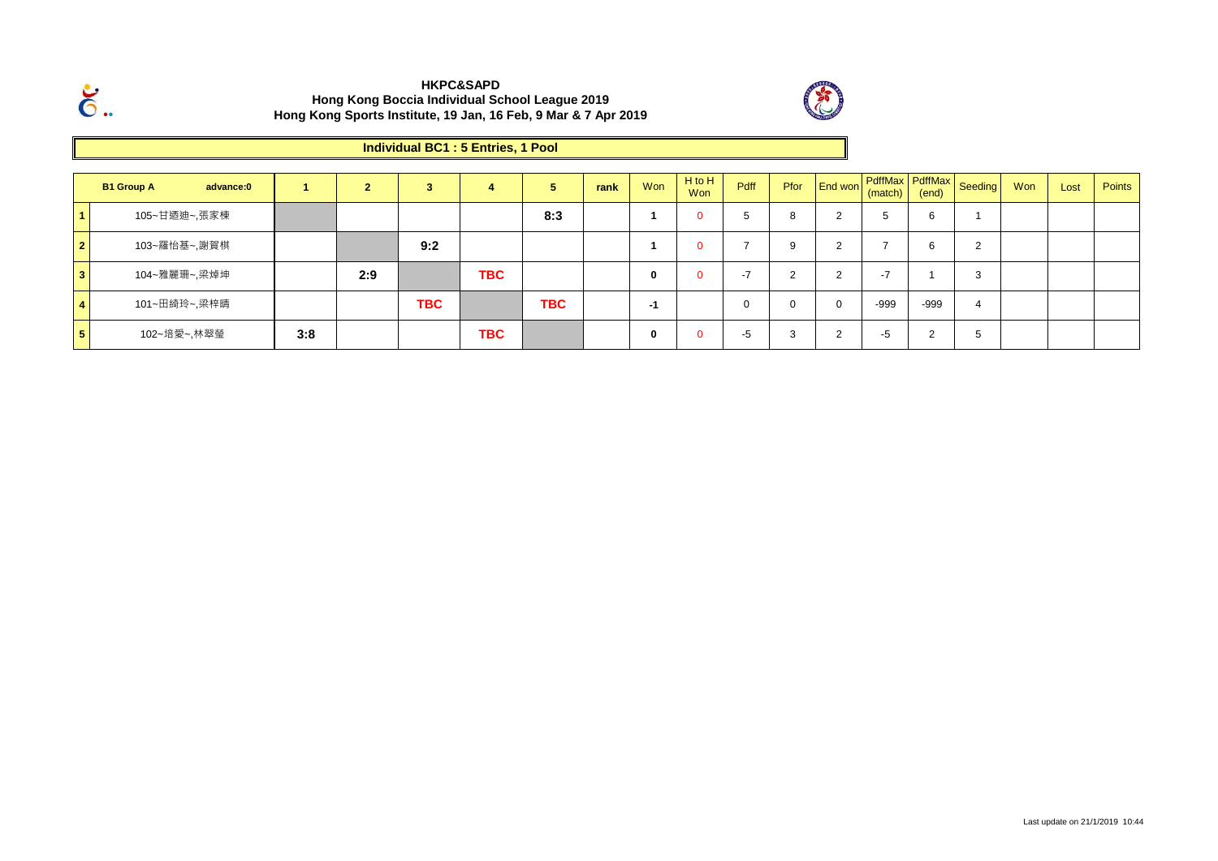# HKPC&SAPD
## Hong Kong Boccia Individual School League 2019
## Hong Kong Sports Institute, 19 Jan, 16 Feb, 9 Mar & 7 Apr 2019

### Individual BC1 : 5 Entries, 1 Pool

| | B1 Group A advance:0 | 1 | 2 | 3 | 4 | 5 | rank | Won | H to H Won | Pdff | Pfor | End won | PdffMax (match) | PdffMax (end) | Seeding | Won | Lost | Points |
|---|---|---|---|---|---|---|---|---|---|---|---|---|---|---|---|---|---|---|
| 1 | 105~甘迺迪~,張家棟 | | | | | **8:3** | | **1** | 0 | 5 | 8 | 2 | 5 | 6 | 1 | | | |
| 2 | 103~羅怡基~,謝賀棋 | | | **9:2** | | | | **1** | 0 | 7 | 9 | 2 | 7 | 6 | 2 | | | |
| 3 | 104~雅麗珊~,梁焯坤 | | **2:9** | | **TBC** | | | **0** | 0 | -7 | 2 | 2 | -7 | 1 | 3 | | | |
| 4 | 101~田綺玲~,梁梓晴 | | | **TBC** | | **TBC** | | **-1** | | 0 | 0 | 0 | -999 | -999 | 4 | | | |
| 5 | 102~培愛~,林翠瑩 | **3:8** | | | **TBC** | | | **0** | 0 | -5 | 3 | 2 | -5 | 2 | 5 | | | |

Last update on 21/1/2019 10:44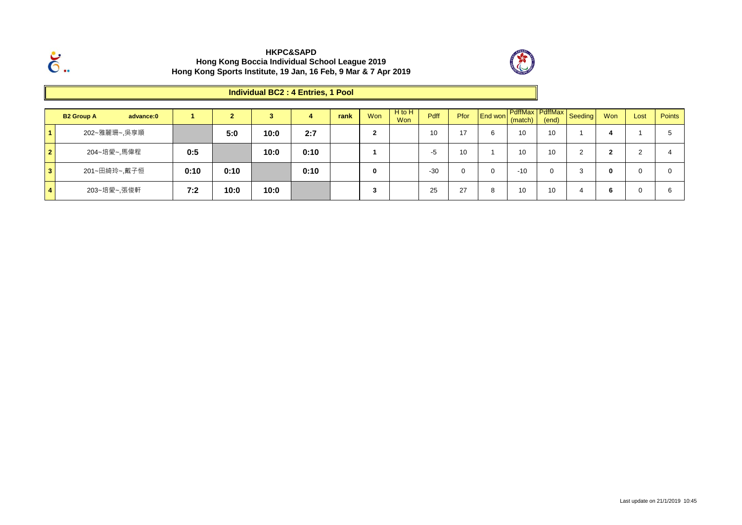**HKPC&SAPD**
**Hong Kong Boccia Individual School League 2019**
**Hong Kong Sports Institute, 19 Jan, 16 Feb, 9 Mar & 7 Apr 2019**

**Individual BC2 : 4 Entries, 1 Pool**

| | B2 Group A advance:0 | 1 | 2 | 3 | 4 | rank | Won | H to H Won | Pdff | Pfor | End won | PdffMax (match) | PdffMax (end) | Seeding | Won | Lost | Points |
|---|---|---|---|---|---|---|---|---|---|---|---|---|---|---|---|---|---|
| 1 | 202~雅麗珊~,吳享順 | | 5:0 | 10:0 | 2:7 | | 2 | | 10 | 17 | 6 | 10 | 10 | 1 | 4 | 1 | 5 |
| 2 | 204~培愛~,馬偉程 | 0:5 | | 10:0 | 0:10 | | 1 | | -5 | 10 | 1 | 10 | 10 | 2 | 2 | 2 | 4 |
| 3 | 201~田綺玲~,戴子恒 | 0:10 | 0:10 | | 0:10 | | 0 | | -30 | 0 | 0 | -10 | 0 | 3 | 0 | 0 | 0 |
| 4 | 203~培愛~,張俊軒 | 7:2 | 10:0 | 10:0 | | | 3 | | 25 | 27 | 8 | 10 | 10 | 4 | 6 | 0 | 6 |

Last update on 21/1/2019 10:45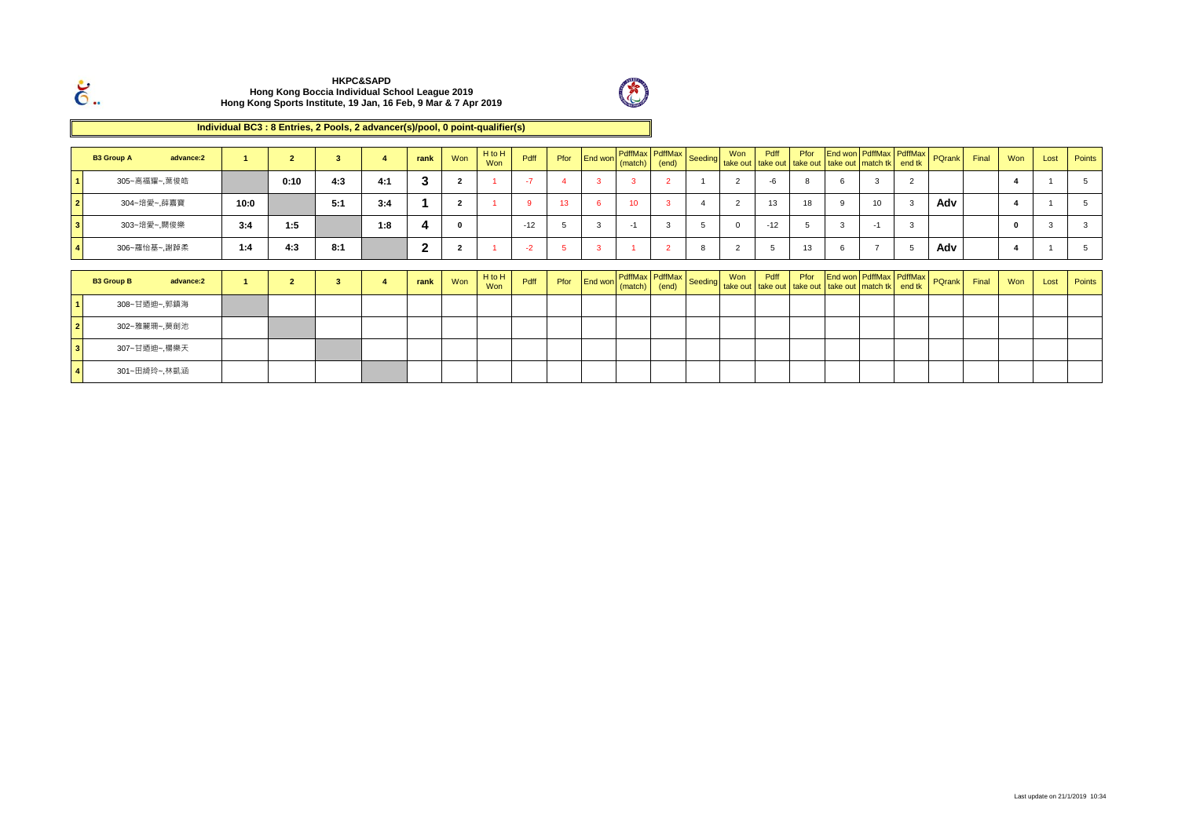**HKPC&SAPD**
**Hong Kong Boccia Individual School League 2019**
**Hong Kong Sports Institute, 19 Jan, 16 Feb, 9 Mar & 7 Apr 2019**

**Individual BC3 : 8 Entries, 2 Pools, 2 advancer(s)/pool, 0 point-qualifier(s)**

| | B3 Group A advance:2 | 1 | 2 | 3 | 4 | rank | Won | H to H Won | Pdff | Pfor | End won | PdffMax (match) | PdffMax (end) | Seeding | Won take out | Pdff take out | Pfor take out | End won take out | PdffMax match tk | PdffMax end tk | PQrank | Final | Won | Lost | Points |
|---|---|---|---|---|---|---|---|---|---|---|---|---|---|---|---|---|---|---|---|---|---|---|---|---|---|
| 1 | 305~高福耀~,葉俊皓 | | 0:10 | 4:3 | 4:1 | 3 | 2 | 1 | -7 | 4 | 3 | 3 | 2 | 1 | 2 | -6 | 8 | 6 | 3 | 2 | | | 4 | 1 | 5 |
| 2 | 304~培愛~,薛嘉寶 | 10:0 | | 5:1 | 3:4 | 1 | 2 | 1 | 9 | 13 | 6 | 10 | 3 | 4 | 2 | 13 | 18 | 9 | 10 | 3 | Adv | | 4 | 1 | 5 |
| 3 | 303~培愛~,關俊樂 | 3:4 | 1:5 | | 1:8 | 4 | 0 | | -12 | 5 | 3 | -1 | 3 | 5 | 0 | -12 | 5 | 3 | -1 | 3 | | | 0 | 3 | 3 |
| 4 | 306~羅怡基~,謝詠柔 | 1:4 | 4:3 | 8:1 | | 2 | 2 | 1 | -2 | 5 | 3 | 1 | 2 | 8 | 2 | 5 | 13 | 6 | 7 | 5 | Adv | | 4 | 1 | 5 |

| | B3 Group B advance:2 | 1 | 2 | 3 | 4 | rank | Won | H to H Won | Pdff | Pfor | End won | PdffMax (match) | PdffMax (end) | Seeding | Won take out | Pdff take out | Pfor take out | End won take out | PdffMax match tk | PdffMax end tk | PQrank | Final | Won | Lost | Points |
|---|---|---|---|---|---|---|---|---|---|---|---|---|---|---|---|---|---|---|---|---|---|---|---|---|---|
| 1 | 308~甘迺迪~,郭鎮海 | | | | | | | | | | | | | | | | | | | | | | | | |
| 2 | 302~雅麗珊~,葵劍池 | | | | | | | | | | | | | | | | | | | | | | | | |
| 3 | 307~甘迺迪~,楊樂天 | | | | | | | | | | | | | | | | | | | | | | | | |
| 4 | 301~田綺玲~,林凱涵 | | | | | | | | | | | | | | | | | | | | | | | | |

Last update on 21/1/2019 10:34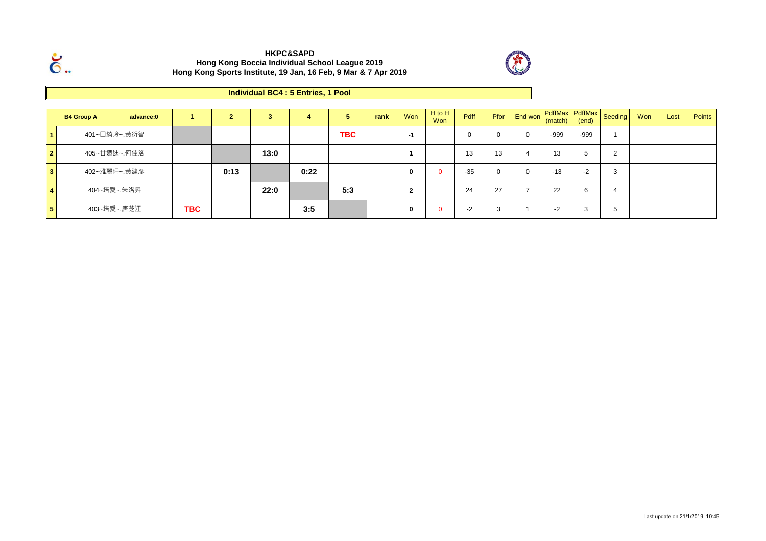**HKPC&SAPD**
**Hong Kong Boccia Individual School League 2019**
**Hong Kong Sports Institute, 19 Jan, 16 Feb, 9 Mar & 7 Apr 2019**

**Individual BC4 : 5 Entries, 1 Pool**

| | B4 Group A advance:0 | 1 | 2 | 3 | 4 | 5 | rank | Won | H to H Won | Pdff | Pfor | End won | PdffMax (match) | PdffMax (end) | Seeding | Won | Lost | Points |
|---|---|---|---|---|---|---|---|---|---|---|---|---|---|---|---|---|---|---|
| 1 | 401~田綺玲~,黃衍智 | | | | | **TBC** | | **-1** | | 0 | 0 | 0 | -999 | -999 | 1 | | | |
| 2 | 405~甘迺迪~,何佳洛 | | | **13:0** | | | | **1** | | 13 | 13 | 4 | 13 | 5 | 2 | | | |
| 3 | 402~雅麗珊~,黃建彥 | | **0:13** | | **0:22** | | | **0** | 0 | -35 | 0 | 0 | -13 | -2 | 3 | | | |
| 4 | 404~培愛~,朱洛昇 | | | **22:0** | | **5:3** | | **2** | | 24 | 27 | 7 | 22 | 6 | 4 | | | |
| 5 | 403~培愛~,唐芝江 | **TBC** | | | **3:5** | | | **0** | 0 | -2 | 3 | 1 | -2 | 3 | 5 | | | |

Last update on 21/1/2019 10:45